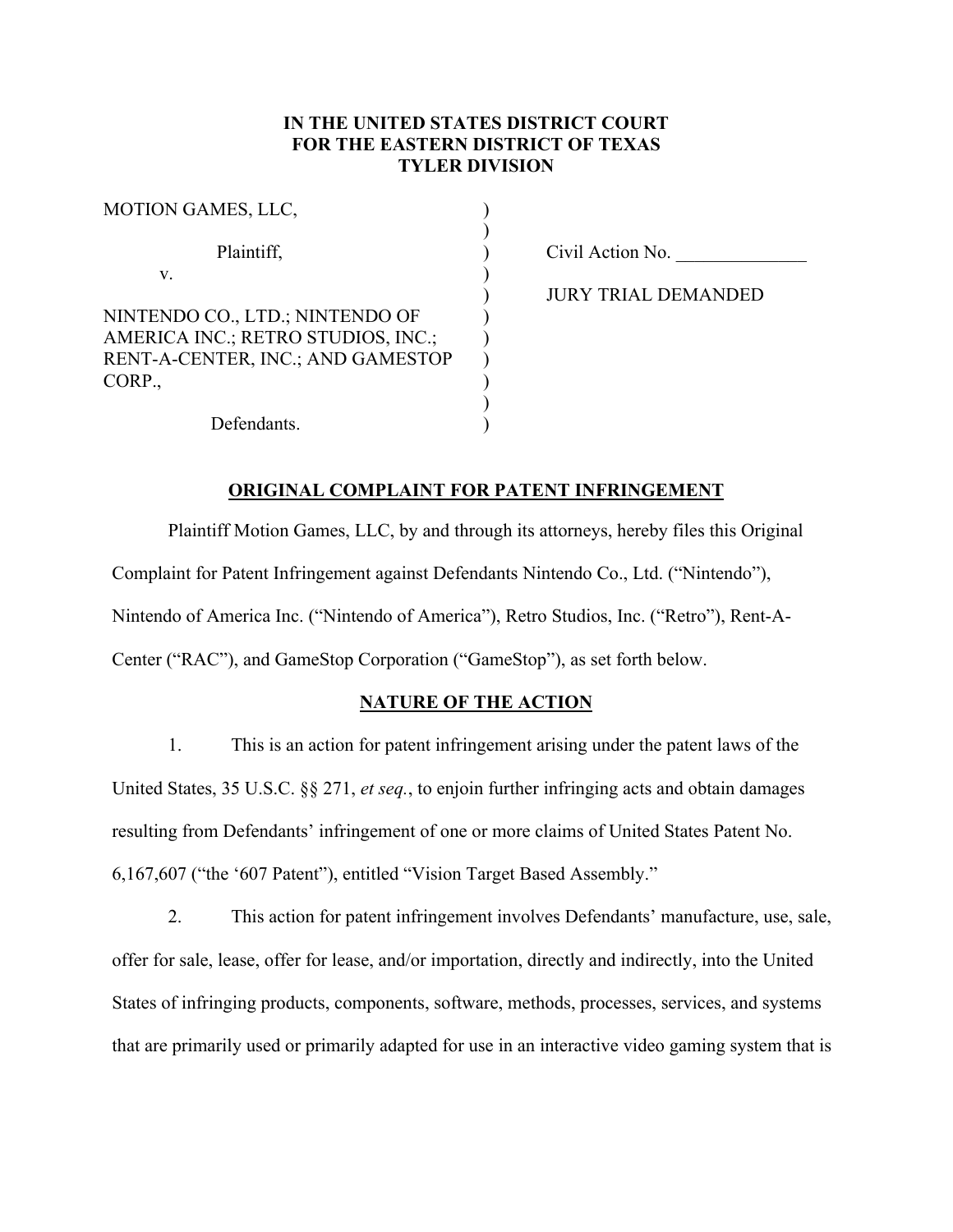**IN THE UNITED STATES DISTRICT COURT**
**FOR THE EASTERN DISTRICT OF TEXAS**
**TYLER DIVISION**

| | | |
|---|---|---|
| MOTION GAMES, LLC, | ) | |
| | ) | |
| Plaintiff, | ) | Civil Action No. ______________ |
| v. | ) | |
| | ) | JURY TRIAL DEMANDED |
| NINTENDO CO., LTD.; NINTENDO OF AMERICA INC.; RETRO STUDIOS, INC.; RENT-A-CENTER, INC.; AND GAMESTOP CORP., | ) | |
| | ) | |
| Defendants. | ) | |

## ORIGINAL COMPLAINT FOR PATENT INFRINGEMENT

Plaintiff Motion Games, LLC, by and through its attorneys, hereby files this Original Complaint for Patent Infringement against Defendants Nintendo Co., Ltd. ("Nintendo"), Nintendo of America Inc. ("Nintendo of America"), Retro Studios, Inc. ("Retro"), Rent-A-Center ("RAC"), and GameStop Corporation ("GameStop"), as set forth below.

## NATURE OF THE ACTION

1. This is an action for patent infringement arising under the patent laws of the United States, 35 U.S.C. §§ 271, *et seq.*, to enjoin further infringing acts and obtain damages resulting from Defendants' infringement of one or more claims of United States Patent No. 6,167,607 ("the '607 Patent"), entitled "Vision Target Based Assembly."

2. This action for patent infringement involves Defendants' manufacture, use, sale, offer for sale, lease, offer for lease, and/or importation, directly and indirectly, into the United States of infringing products, components, software, methods, processes, services, and systems that are primarily used or primarily adapted for use in an interactive video gaming system that is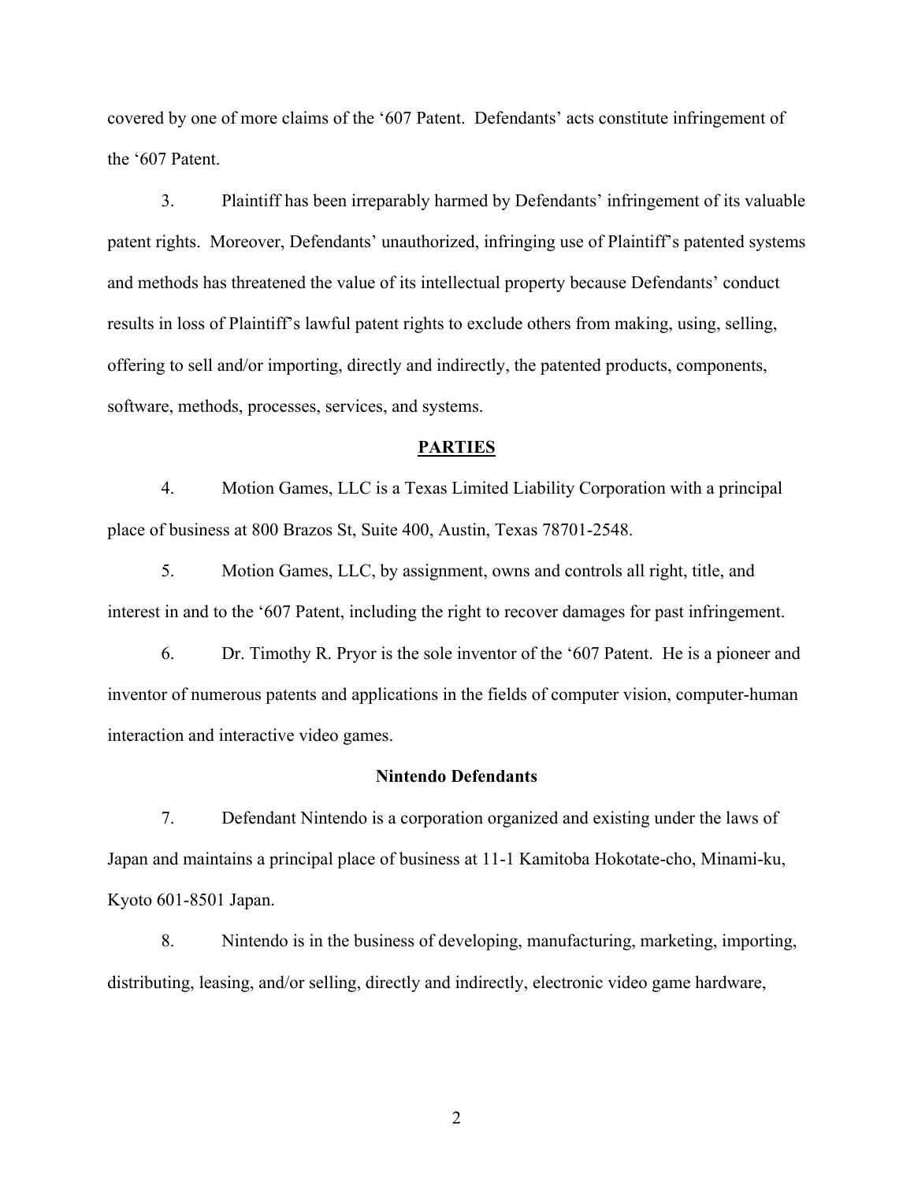covered by one of more claims of the '607 Patent. Defendants' acts constitute infringement of the '607 Patent.

3. Plaintiff has been irreparably harmed by Defendants' infringement of its valuable patent rights. Moreover, Defendants' unauthorized, infringing use of Plaintiff's patented systems and methods has threatened the value of its intellectual property because Defendants' conduct results in loss of Plaintiff's lawful patent rights to exclude others from making, using, selling, offering to sell and/or importing, directly and indirectly, the patented products, components, software, methods, processes, services, and systems.

## PARTIES

4. Motion Games, LLC is a Texas Limited Liability Corporation with a principal place of business at 800 Brazos St, Suite 400, Austin, Texas 78701-2548.

5. Motion Games, LLC, by assignment, owns and controls all right, title, and interest in and to the '607 Patent, including the right to recover damages for past infringement.

6. Dr. Timothy R. Pryor is the sole inventor of the '607 Patent. He is a pioneer and inventor of numerous patents and applications in the fields of computer vision, computer-human interaction and interactive video games.

### Nintendo Defendants

7. Defendant Nintendo is a corporation organized and existing under the laws of Japan and maintains a principal place of business at 11-1 Kamitoba Hokotate-cho, Minami-ku, Kyoto 601-8501 Japan.

8. Nintendo is in the business of developing, manufacturing, marketing, importing, distributing, leasing, and/or selling, directly and indirectly, electronic video game hardware,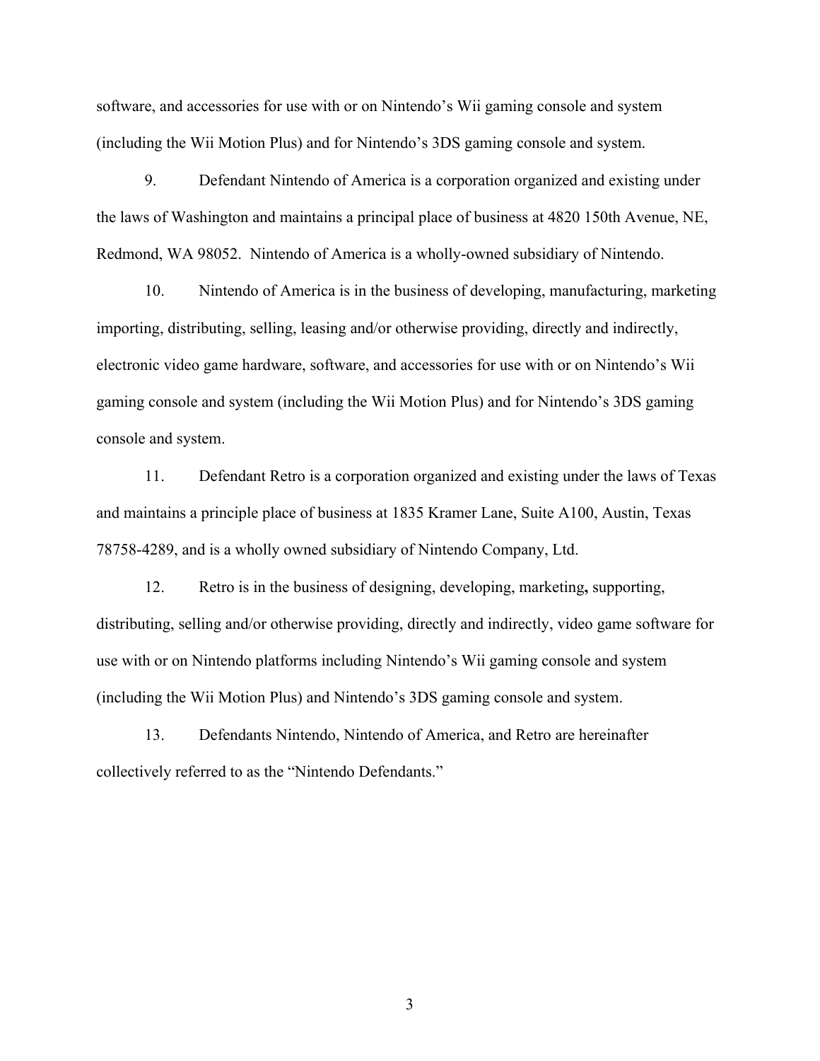software, and accessories for use with or on Nintendo's Wii gaming console and system (including the Wii Motion Plus) and for Nintendo's 3DS gaming console and system.

9. Defendant Nintendo of America is a corporation organized and existing under the laws of Washington and maintains a principal place of business at 4820 150th Avenue, NE, Redmond, WA 98052. Nintendo of America is a wholly-owned subsidiary of Nintendo.

10. Nintendo of America is in the business of developing, manufacturing, marketing importing, distributing, selling, leasing and/or otherwise providing, directly and indirectly, electronic video game hardware, software, and accessories for use with or on Nintendo's Wii gaming console and system (including the Wii Motion Plus) and for Nintendo's 3DS gaming console and system.

11. Defendant Retro is a corporation organized and existing under the laws of Texas and maintains a principle place of business at 1835 Kramer Lane, Suite A100, Austin, Texas 78758-4289, and is a wholly owned subsidiary of Nintendo Company, Ltd.

12. Retro is in the business of designing, developing, marketing**,** supporting, distributing, selling and/or otherwise providing, directly and indirectly, video game software for use with or on Nintendo platforms including Nintendo's Wii gaming console and system (including the Wii Motion Plus) and Nintendo's 3DS gaming console and system.

13. Defendants Nintendo, Nintendo of America, and Retro are hereinafter collectively referred to as the "Nintendo Defendants."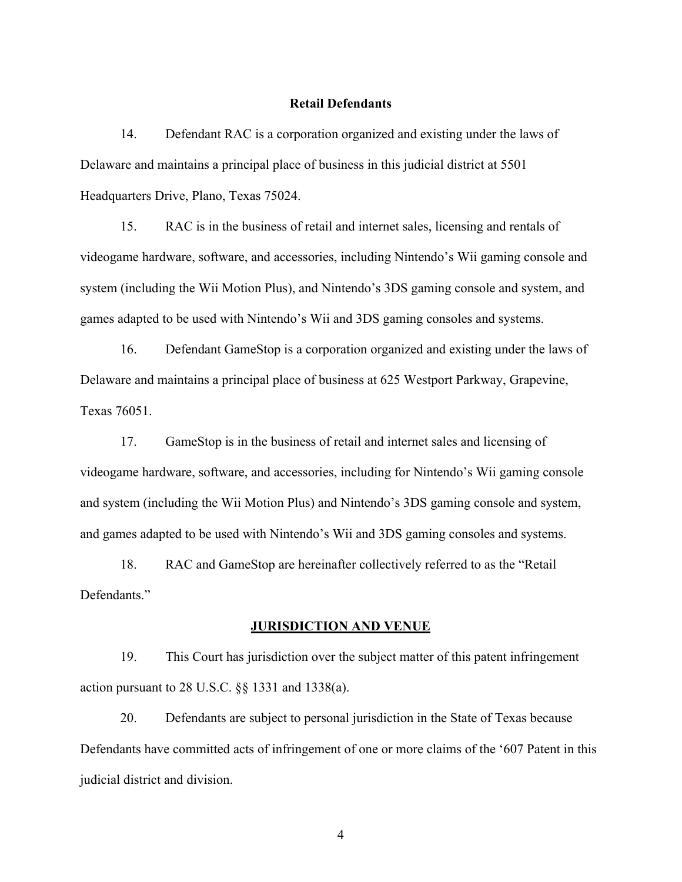**Retail Defendants**

14. Defendant RAC is a corporation organized and existing under the laws of Delaware and maintains a principal place of business in this judicial district at 5501 Headquarters Drive, Plano, Texas 75024.

15. RAC is in the business of retail and internet sales, licensing and rentals of videogame hardware, software, and accessories, including Nintendo's Wii gaming console and system (including the Wii Motion Plus), and Nintendo's 3DS gaming console and system, and games adapted to be used with Nintendo's Wii and 3DS gaming consoles and systems.

16. Defendant GameStop is a corporation organized and existing under the laws of Delaware and maintains a principal place of business at 625 Westport Parkway, Grapevine, Texas 76051.

17. GameStop is in the business of retail and internet sales and licensing of videogame hardware, software, and accessories, including for Nintendo's Wii gaming console and system (including the Wii Motion Plus) and Nintendo's 3DS gaming console and system, and games adapted to be used with Nintendo's Wii and 3DS gaming consoles and systems.

18. RAC and GameStop are hereinafter collectively referred to as the "Retail Defendants."

**JURISDICTION AND VENUE**

19. This Court has jurisdiction over the subject matter of this patent infringement action pursuant to 28 U.S.C. §§ 1331 and 1338(a).

20. Defendants are subject to personal jurisdiction in the State of Texas because Defendants have committed acts of infringement of one or more claims of the '607 Patent in this judicial district and division.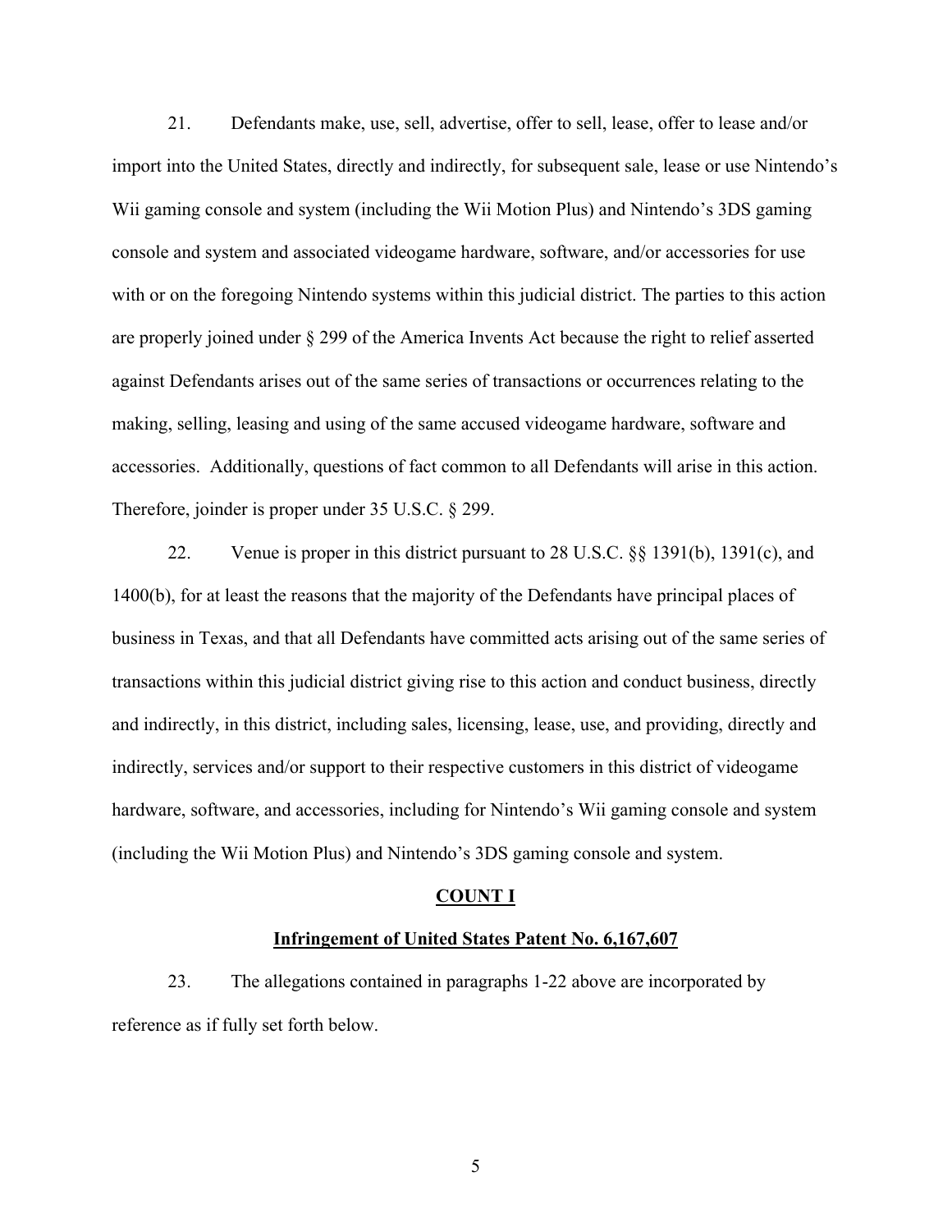21. Defendants make, use, sell, advertise, offer to sell, lease, offer to lease and/or import into the United States, directly and indirectly, for subsequent sale, lease or use Nintendo's Wii gaming console and system (including the Wii Motion Plus) and Nintendo's 3DS gaming console and system and associated videogame hardware, software, and/or accessories for use with or on the foregoing Nintendo systems within this judicial district. The parties to this action are properly joined under § 299 of the America Invents Act because the right to relief asserted against Defendants arises out of the same series of transactions or occurrences relating to the making, selling, leasing and using of the same accused videogame hardware, software and accessories. Additionally, questions of fact common to all Defendants will arise in this action. Therefore, joinder is proper under 35 U.S.C. § 299.

22. Venue is proper in this district pursuant to 28 U.S.C. §§ 1391(b), 1391(c), and 1400(b), for at least the reasons that the majority of the Defendants have principal places of business in Texas, and that all Defendants have committed acts arising out of the same series of transactions within this judicial district giving rise to this action and conduct business, directly and indirectly, in this district, including sales, licensing, lease, use, and providing, directly and indirectly, services and/or support to their respective customers in this district of videogame hardware, software, and accessories, including for Nintendo's Wii gaming console and system (including the Wii Motion Plus) and Nintendo's 3DS gaming console and system.

## COUNT I

### Infringement of United States Patent No. 6,167,607

23. The allegations contained in paragraphs 1-22 above are incorporated by reference as if fully set forth below.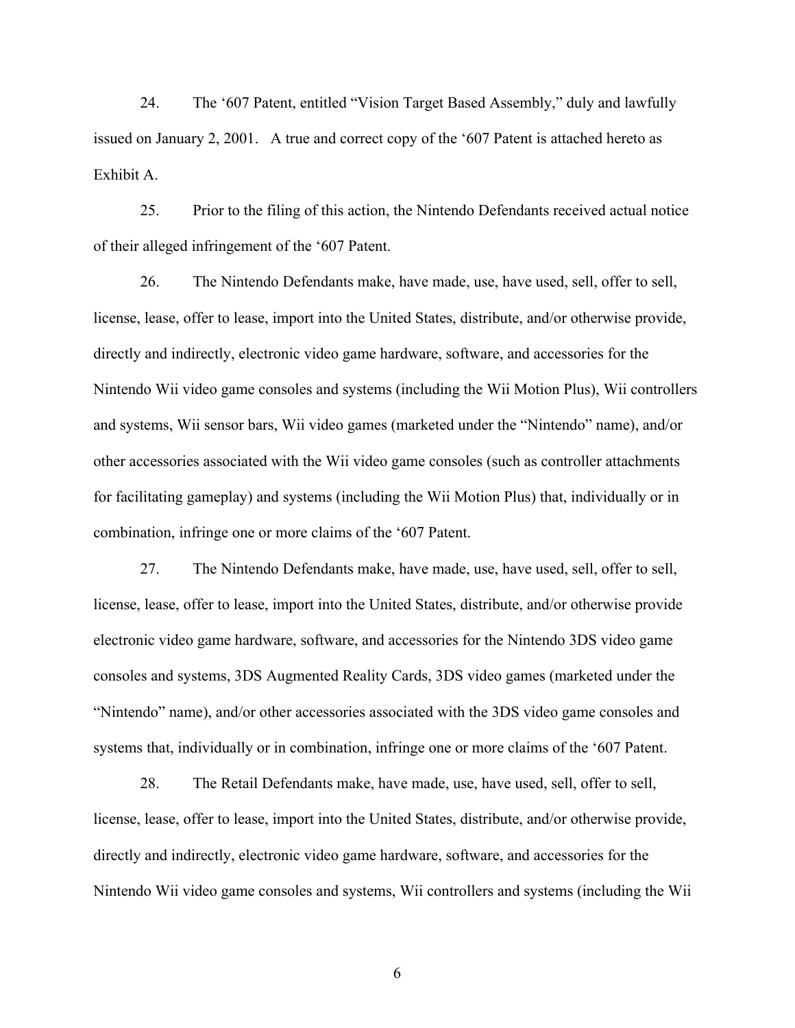24. The ‘607 Patent, entitled “Vision Target Based Assembly,” duly and lawfully issued on January 2, 2001. A true and correct copy of the ‘607 Patent is attached hereto as Exhibit A.

25. Prior to the filing of this action, the Nintendo Defendants received actual notice of their alleged infringement of the ‘607 Patent.

26. The Nintendo Defendants make, have made, use, have used, sell, offer to sell, license, lease, offer to lease, import into the United States, distribute, and/or otherwise provide, directly and indirectly, electronic video game hardware, software, and accessories for the Nintendo Wii video game consoles and systems (including the Wii Motion Plus), Wii controllers and systems, Wii sensor bars, Wii video games (marketed under the “Nintendo” name), and/or other accessories associated with the Wii video game consoles (such as controller attachments for facilitating gameplay) and systems (including the Wii Motion Plus) that, individually or in combination, infringe one or more claims of the ‘607 Patent.

27. The Nintendo Defendants make, have made, use, have used, sell, offer to sell, license, lease, offer to lease, import into the United States, distribute, and/or otherwise provide electronic video game hardware, software, and accessories for the Nintendo 3DS video game consoles and systems, 3DS Augmented Reality Cards, 3DS video games (marketed under the “Nintendo” name), and/or other accessories associated with the 3DS video game consoles and systems that, individually or in combination, infringe one or more claims of the ‘607 Patent.

28. The Retail Defendants make, have made, use, have used, sell, offer to sell, license, lease, offer to lease, import into the United States, distribute, and/or otherwise provide, directly and indirectly, electronic video game hardware, software, and accessories for the Nintendo Wii video game consoles and systems, Wii controllers and systems (including the Wii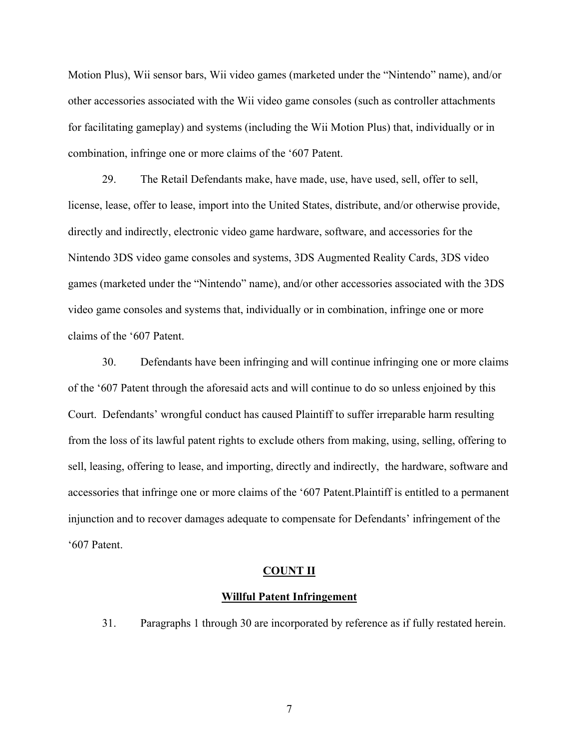Motion Plus), Wii sensor bars, Wii video games (marketed under the "Nintendo" name), and/or other accessories associated with the Wii video game consoles (such as controller attachments for facilitating gameplay) and systems (including the Wii Motion Plus) that, individually or in combination, infringe one or more claims of the '607 Patent.

29. The Retail Defendants make, have made, use, have used, sell, offer to sell, license, lease, offer to lease, import into the United States, distribute, and/or otherwise provide, directly and indirectly, electronic video game hardware, software, and accessories for the Nintendo 3DS video game consoles and systems, 3DS Augmented Reality Cards, 3DS video games (marketed under the "Nintendo" name), and/or other accessories associated with the 3DS video game consoles and systems that, individually or in combination, infringe one or more claims of the '607 Patent.

30. Defendants have been infringing and will continue infringing one or more claims of the '607 Patent through the aforesaid acts and will continue to do so unless enjoined by this Court. Defendants' wrongful conduct has caused Plaintiff to suffer irreparable harm resulting from the loss of its lawful patent rights to exclude others from making, using, selling, offering to sell, leasing, offering to lease, and importing, directly and indirectly, the hardware, software and accessories that infringe one or more claims of the '607 Patent.Plaintiff is entitled to a permanent injunction and to recover damages adequate to compensate for Defendants' infringement of the '607 Patent.

## COUNT II

### Willful Patent Infringement

31. Paragraphs 1 through 30 are incorporated by reference as if fully restated herein.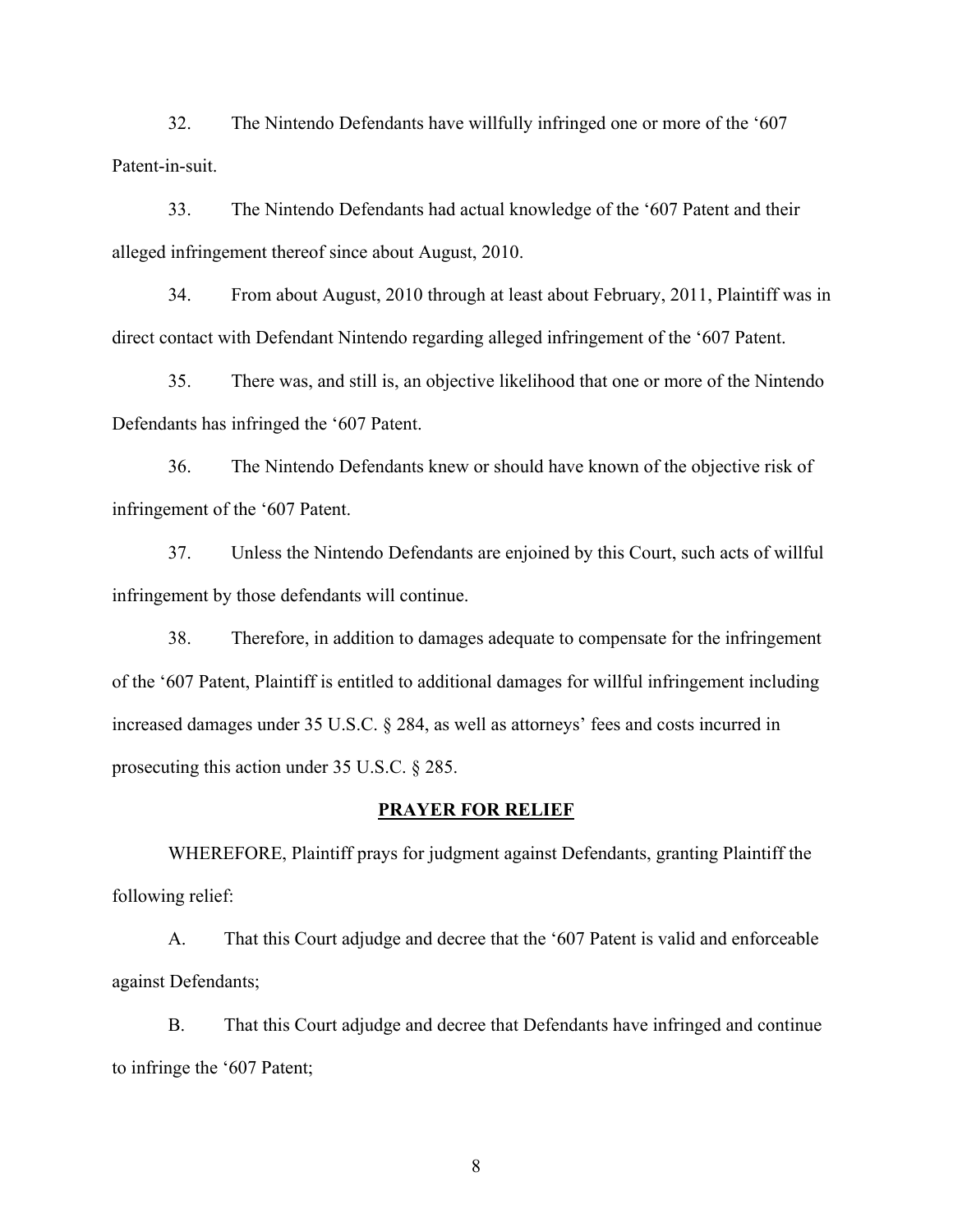32. The Nintendo Defendants have willfully infringed one or more of the '607 Patent-in-suit.

33. The Nintendo Defendants had actual knowledge of the '607 Patent and their alleged infringement thereof since about August, 2010.

34. From about August, 2010 through at least about February, 2011, Plaintiff was in direct contact with Defendant Nintendo regarding alleged infringement of the '607 Patent.

35. There was, and still is, an objective likelihood that one or more of the Nintendo Defendants has infringed the '607 Patent.

36. The Nintendo Defendants knew or should have known of the objective risk of infringement of the '607 Patent.

37. Unless the Nintendo Defendants are enjoined by this Court, such acts of willful infringement by those defendants will continue.

38. Therefore, in addition to damages adequate to compensate for the infringement of the '607 Patent, Plaintiff is entitled to additional damages for willful infringement including increased damages under 35 U.S.C. § 284, as well as attorneys' fees and costs incurred in prosecuting this action under 35 U.S.C. § 285.

## PRAYER FOR RELIEF

WHEREFORE, Plaintiff prays for judgment against Defendants, granting Plaintiff the following relief:

A. That this Court adjudge and decree that the '607 Patent is valid and enforceable against Defendants;

B. That this Court adjudge and decree that Defendants have infringed and continue to infringe the '607 Patent;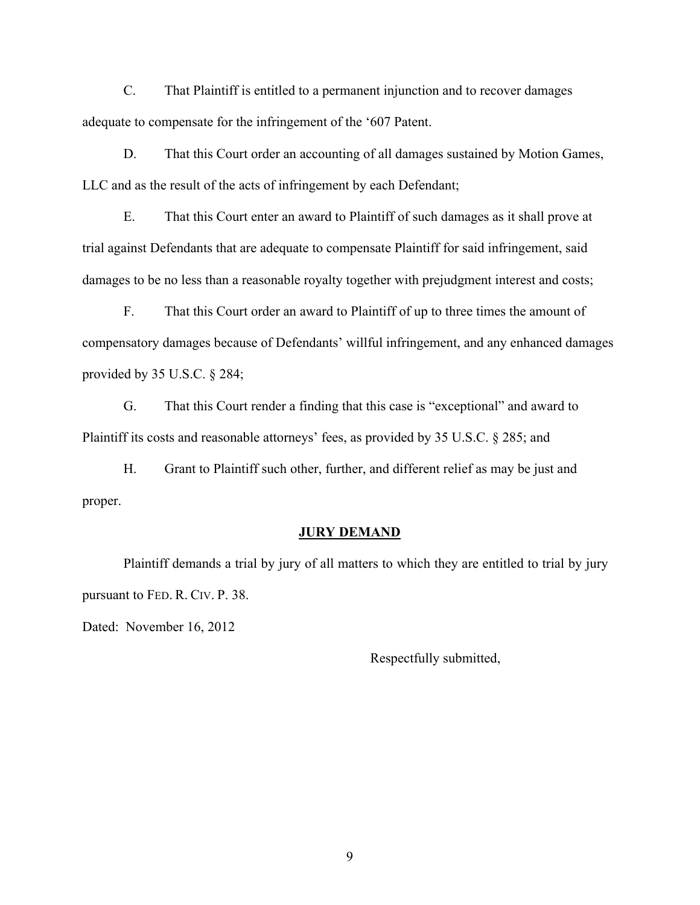C. That Plaintiff is entitled to a permanent injunction and to recover damages adequate to compensate for the infringement of the '607 Patent.

D. That this Court order an accounting of all damages sustained by Motion Games, LLC and as the result of the acts of infringement by each Defendant;

E. That this Court enter an award to Plaintiff of such damages as it shall prove at trial against Defendants that are adequate to compensate Plaintiff for said infringement, said damages to be no less than a reasonable royalty together with prejudgment interest and costs;

F. That this Court order an award to Plaintiff of up to three times the amount of compensatory damages because of Defendants' willful infringement, and any enhanced damages provided by 35 U.S.C. § 284;

G. That this Court render a finding that this case is "exceptional" and award to Plaintiff its costs and reasonable attorneys' fees, as provided by 35 U.S.C. § 285; and

H. Grant to Plaintiff such other, further, and different relief as may be just and proper.

**JURY DEMAND**

Plaintiff demands a trial by jury of all matters to which they are entitled to trial by jury pursuant to FED. R. CIV. P. 38.

Dated: November 16, 2012

Respectfully submitted,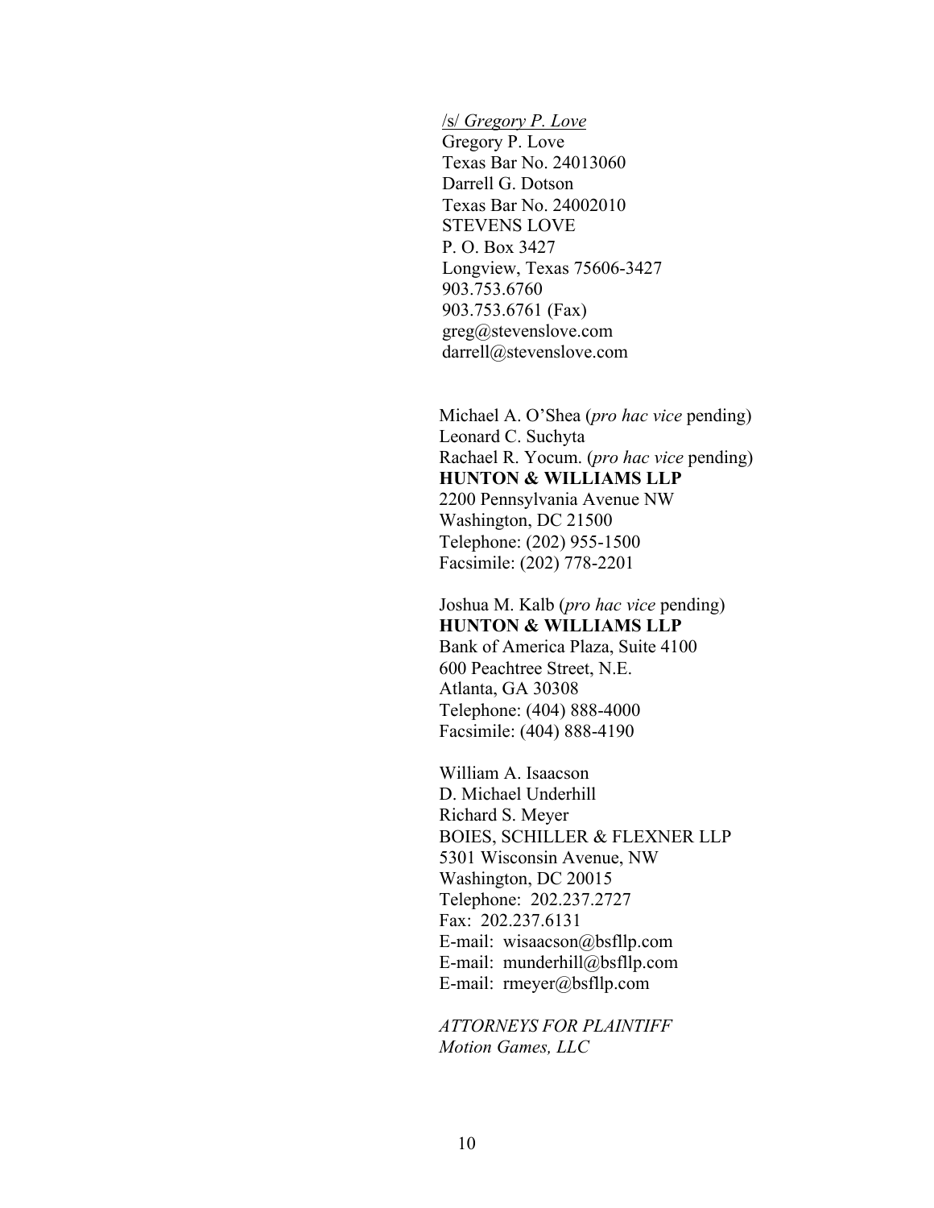/s/ *Gregory P. Love*
Gregory P. Love
Texas Bar No. 24013060
Darrell G. Dotson
Texas Bar No. 24002010
STEVENS LOVE
P. O. Box 3427
Longview, Texas 75606-3427
903.753.6760
903.753.6761 (Fax)
greg@stevenslove.com
darrell@stevenslove.com

Michael A. O'Shea (*pro hac vice* pending)
Leonard C. Suchyta
Rachael R. Yocum. (*pro hac vice* pending)
**HUNTON & WILLIAMS LLP**
2200 Pennsylvania Avenue NW
Washington, DC 21500
Telephone: (202) 955-1500
Facsimile: (202) 778-2201

Joshua M. Kalb (*pro hac vice* pending)
**HUNTON & WILLIAMS LLP**
Bank of America Plaza, Suite 4100
600 Peachtree Street, N.E.
Atlanta, GA 30308
Telephone: (404) 888-4000
Facsimile: (404) 888-4190

William A. Isaacson
D. Michael Underhill
Richard S. Meyer
BOIES, SCHILLER & FLEXNER LLP
5301 Wisconsin Avenue, NW
Washington, DC 20015
Telephone: 202.237.2727
Fax: 202.237.6131
E-mail: wisaacson@bsfllp.com
E-mail: munderhill@bsfllp.com
E-mail: rmeyer@bsfllp.com

*ATTORNEYS FOR PLAINTIFF*
*Motion Games, LLC*